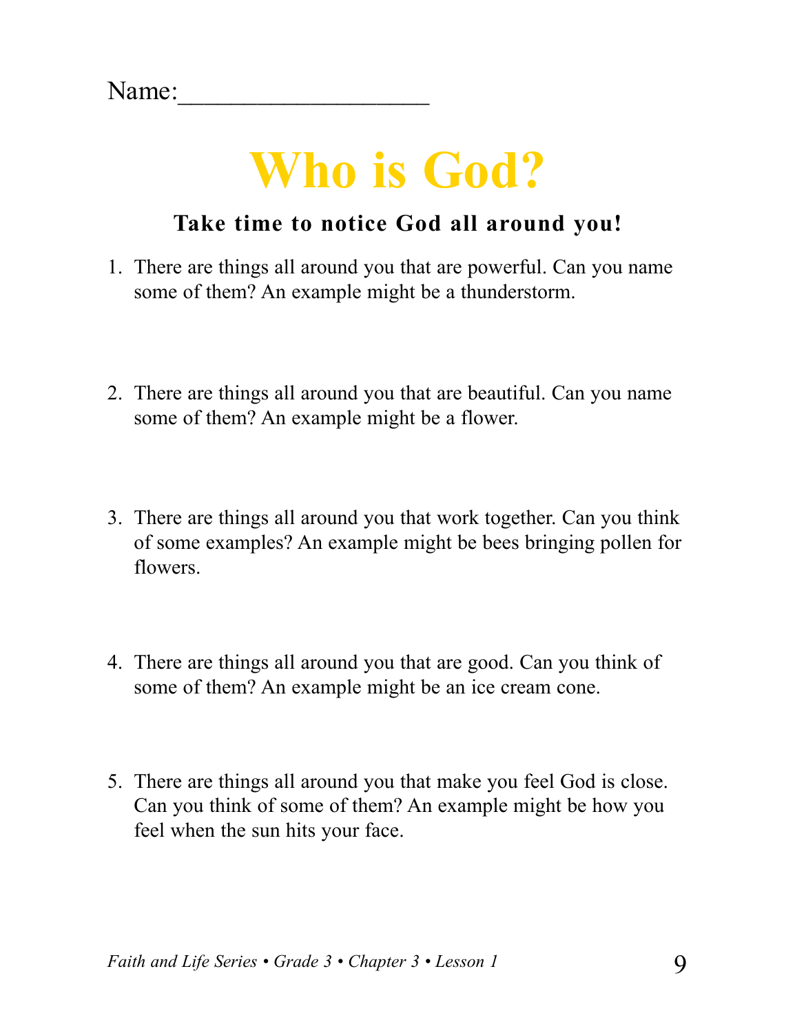Name:___________________

# Who is God?

**Take time to notice God all around you!**

1. There are things all around you that are powerful. Can you name some of them? An example might be a thunderstorm.

2. There are things all around you that are beautiful. Can you name some of them? An example might be a flower.

3. There are things all around you that work together. Can you think of some examples? An example might be bees bringing pollen for flowers.

4. There are things all around you that are good. Can you think of some of them? An example might be an ice cream cone.

5. There are things all around you that make you feel God is close. Can you think of some of them? An example might be how you feel when the sun hits your face.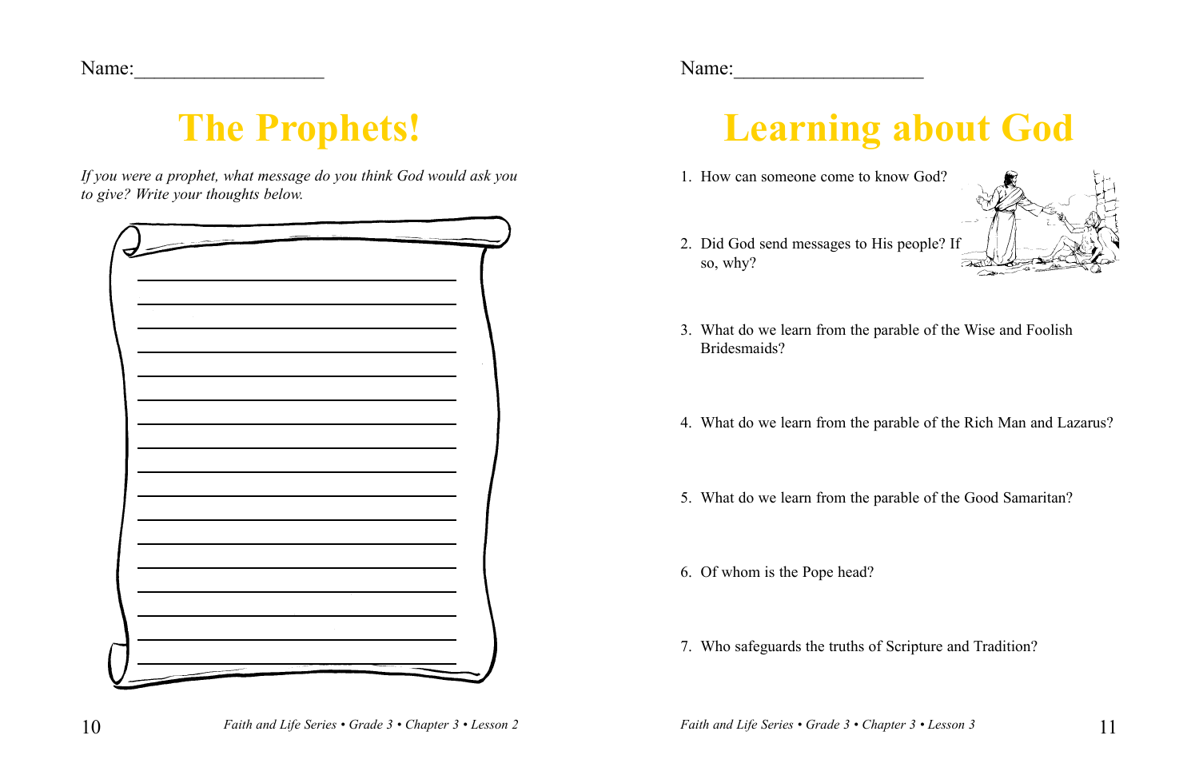Name:___________________

# The Prophets!

*If you were a prophet, what message do you think God would ask you to give? Write your thoughts below.*

_______________________________________________

_______________________________________________

_______________________________________________

_______________________________________________

_______________________________________________

_______________________________________________

_______________________________________________

_______________________________________________

_______________________________________________

_______________________________________________

_______________________________________________

_______________________________________________

_______________________________________________

_______________________________________________

_______________________________________________

_______________________________________________

_______________________________________________

*Faith and Life Series • Grade 3 • Chapter 3 • Lesson 2*

Name:___________________

# Learning about God

1. How can someone come to know God?

2. Did God send messages to His people? If so, why?

3. What do we learn from the parable of the Wise and Foolish Bridesmaids?

4. What do we learn from the parable of the Rich Man and Lazarus?

5. What do we learn from the parable of the Good Samaritan?

6. Of whom is the Pope head?

7. Who safeguards the truths of Scripture and Tradition?

*Faith and Life Series • Grade 3 • Chapter 3 • Lesson 3*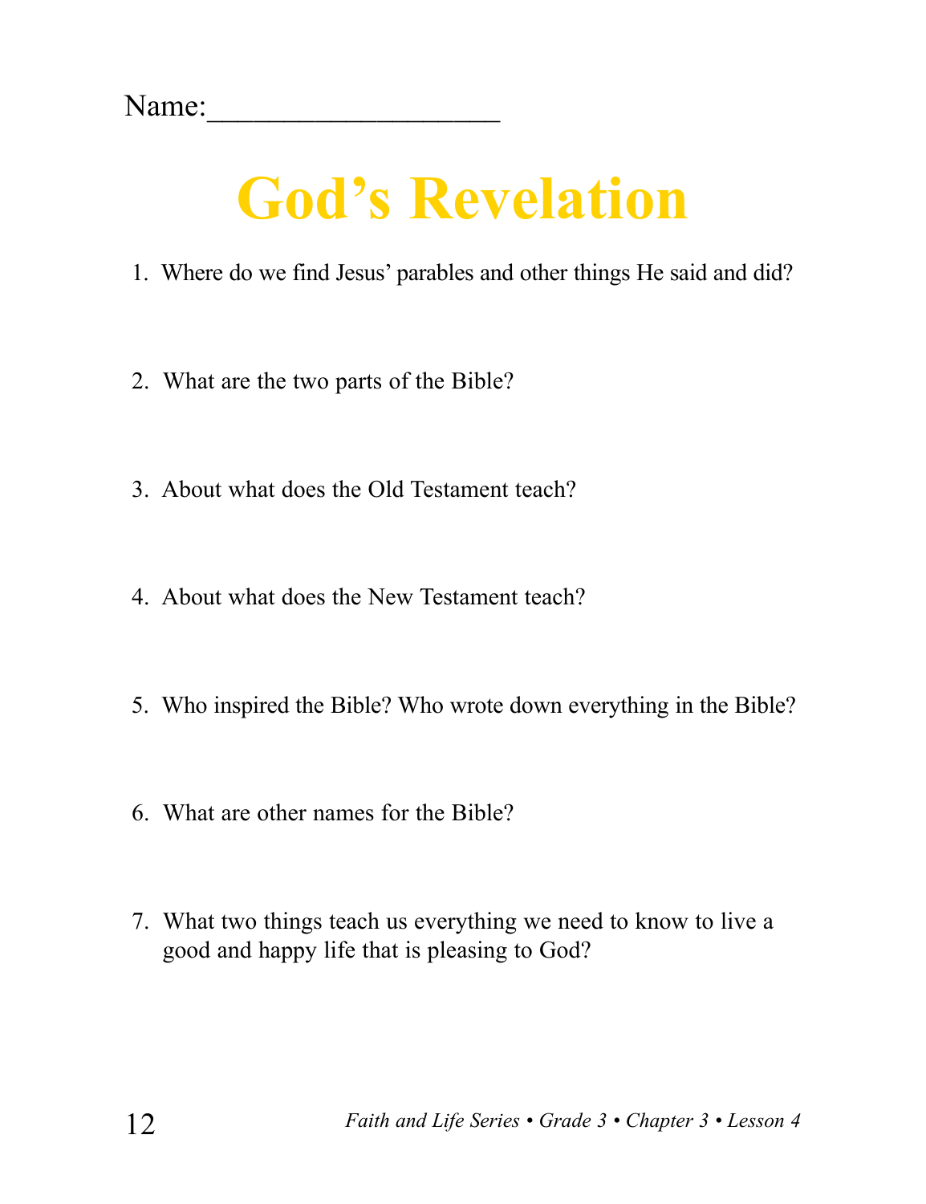Name:__________________

# God's Revelation

1. Where do we find Jesus' parables and other things He said and did?

2. What are the two parts of the Bible?

3. About what does the Old Testament teach?

4. About what does the New Testament teach?

5. Who inspired the Bible? Who wrote down everything in the Bible?

6. What are other names for the Bible?

7. What two things teach us everything we need to know to live a good and happy life that is pleasing to God?